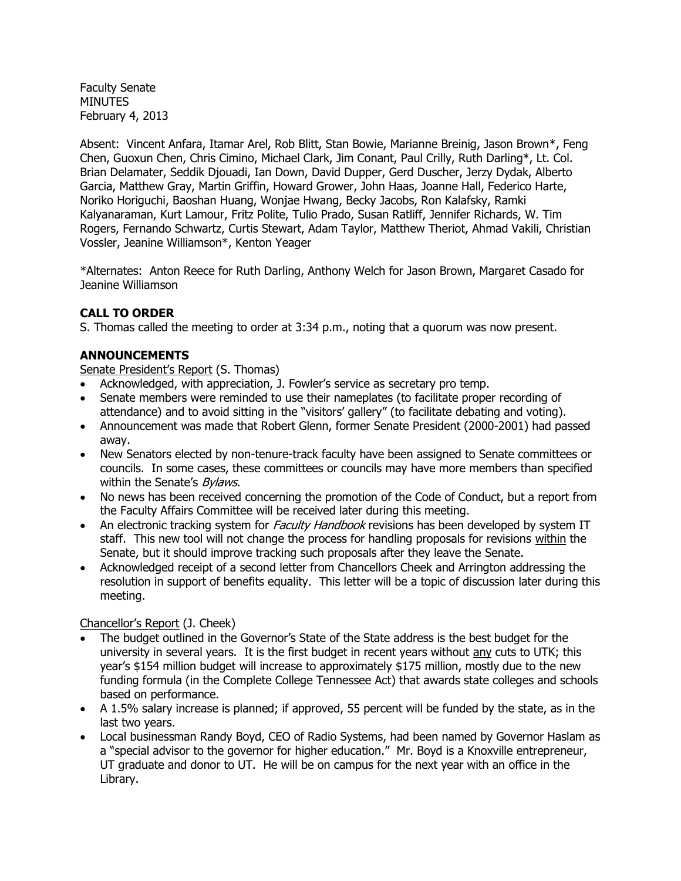Faculty Senate
MINUTES
February 4, 2013

Absent: Vincent Anfara, Itamar Arel, Rob Blitt, Stan Bowie, Marianne Breinig, Jason Brown*, Feng Chen, Guoxun Chen, Chris Cimino, Michael Clark, Jim Conant, Paul Crilly, Ruth Darling*, Lt. Col. Brian Delamater, Seddik Djouadi, Ian Down, David Dupper, Gerd Duscher, Jerzy Dydak, Alberto Garcia, Matthew Gray, Martin Griffin, Howard Grower, John Haas, Joanne Hall, Federico Harte, Noriko Horiguchi, Baoshan Huang, Wonjae Hwang, Becky Jacobs, Ron Kalafsky, Ramki Kalyanaraman, Kurt Lamour, Fritz Polite, Tulio Prado, Susan Ratliff, Jennifer Richards, W. Tim Rogers, Fernando Schwartz, Curtis Stewart, Adam Taylor, Matthew Theriot, Ahmad Vakili, Christian Vossler, Jeanine Williamson*, Kenton Yeager

*Alternates: Anton Reece for Ruth Darling, Anthony Welch for Jason Brown, Margaret Casado for Jeanine Williamson

**CALL TO ORDER**

S. Thomas called the meeting to order at 3:34 p.m., noting that a quorum was now present.

**ANNOUNCEMENTS**

Senate President's Report (S. Thomas)

- Acknowledged, with appreciation, J. Fowler's service as secretary pro temp.
- Senate members were reminded to use their nameplates (to facilitate proper recording of attendance) and to avoid sitting in the "visitors' gallery" (to facilitate debating and voting).
- Announcement was made that Robert Glenn, former Senate President (2000-2001) had passed away.
- New Senators elected by non-tenure-track faculty have been assigned to Senate committees or councils. In some cases, these committees or councils may have more members than specified within the Senate's *Bylaws*.
- No news has been received concerning the promotion of the Code of Conduct, but a report from the Faculty Affairs Committee will be received later during this meeting.
- An electronic tracking system for *Faculty Handbook* revisions has been developed by system IT staff. This new tool will not change the process for handling proposals for revisions within the Senate, but it should improve tracking such proposals after they leave the Senate.
- Acknowledged receipt of a second letter from Chancellors Cheek and Arrington addressing the resolution in support of benefits equality. This letter will be a topic of discussion later during this meeting.

Chancellor's Report (J. Cheek)

- The budget outlined in the Governor's State of the State address is the best budget for the university in several years. It is the first budget in recent years without any cuts to UTK; this year's \$154 million budget will increase to approximately \$175 million, mostly due to the new funding formula (in the Complete College Tennessee Act) that awards state colleges and schools based on performance.
- A 1.5% salary increase is planned; if approved, 55 percent will be funded by the state, as in the last two years.
- Local businessman Randy Boyd, CEO of Radio Systems, had been named by Governor Haslam as a "special advisor to the governor for higher education." Mr. Boyd is a Knoxville entrepreneur, UT graduate and donor to UT. He will be on campus for the next year with an office in the Library.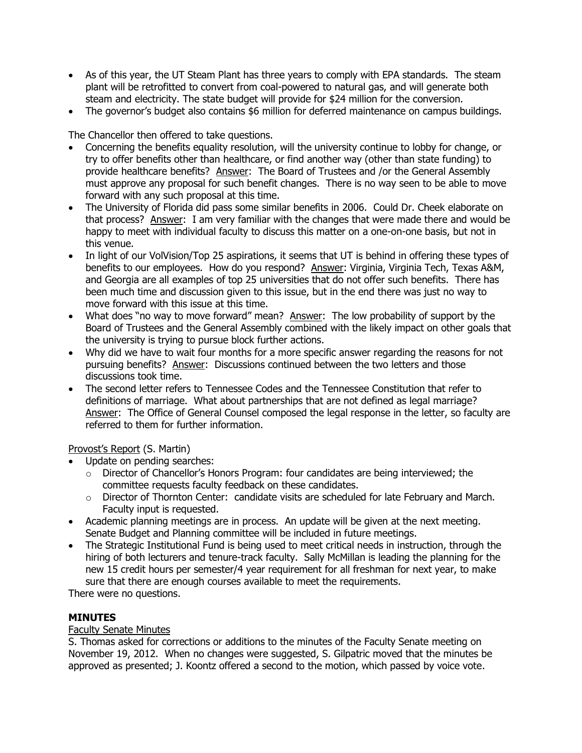- As of this year, the UT Steam Plant has three years to comply with EPA standards. The steam plant will be retrofitted to convert from coal-powered to natural gas, and will generate both steam and electricity. The state budget will provide for $24 million for the conversion.
- The governor's budget also contains $6 million for deferred maintenance on campus buildings.

The Chancellor then offered to take questions.

- Concerning the benefits equality resolution, will the university continue to lobby for change, or try to offer benefits other than healthcare, or find another way (other than state funding) to provide healthcare benefits? Answer: The Board of Trustees and /or the General Assembly must approve any proposal for such benefit changes. There is no way seen to be able to move forward with any such proposal at this time.
- The University of Florida did pass some similar benefits in 2006. Could Dr. Cheek elaborate on that process? Answer: I am very familiar with the changes that were made there and would be happy to meet with individual faculty to discuss this matter on a one-on-one basis, but not in this venue.
- In light of our VolVision/Top 25 aspirations, it seems that UT is behind in offering these types of benefits to our employees. How do you respond? Answer: Virginia, Virginia Tech, Texas A&M, and Georgia are all examples of top 25 universities that do not offer such benefits. There has been much time and discussion given to this issue, but in the end there was just no way to move forward with this issue at this time.
- What does "no way to move forward" mean? Answer: The low probability of support by the Board of Trustees and the General Assembly combined with the likely impact on other goals that the university is trying to pursue block further actions.
- Why did we have to wait four months for a more specific answer regarding the reasons for not pursuing benefits? Answer: Discussions continued between the two letters and those discussions took time.
- The second letter refers to Tennessee Codes and the Tennessee Constitution that refer to definitions of marriage. What about partnerships that are not defined as legal marriage? Answer: The Office of General Counsel composed the legal response in the letter, so faculty are referred to them for further information.

Provost's Report (S. Martin)

- Update on pending searches:
  - Director of Chancellor's Honors Program: four candidates are being interviewed; the committee requests faculty feedback on these candidates.
  - Director of Thornton Center: candidate visits are scheduled for late February and March. Faculty input is requested.
- Academic planning meetings are in process. An update will be given at the next meeting. Senate Budget and Planning committee will be included in future meetings.
- The Strategic Institutional Fund is being used to meet critical needs in instruction, through the hiring of both lecturers and tenure-track faculty. Sally McMillan is leading the planning for the new 15 credit hours per semester/4 year requirement for all freshman for next year, to make sure that there are enough courses available to meet the requirements.

There were no questions.

**MINUTES**

Faculty Senate Minutes

S. Thomas asked for corrections or additions to the minutes of the Faculty Senate meeting on November 19, 2012. When no changes were suggested, S. Gilpatric moved that the minutes be approved as presented; J. Koontz offered a second to the motion, which passed by voice vote.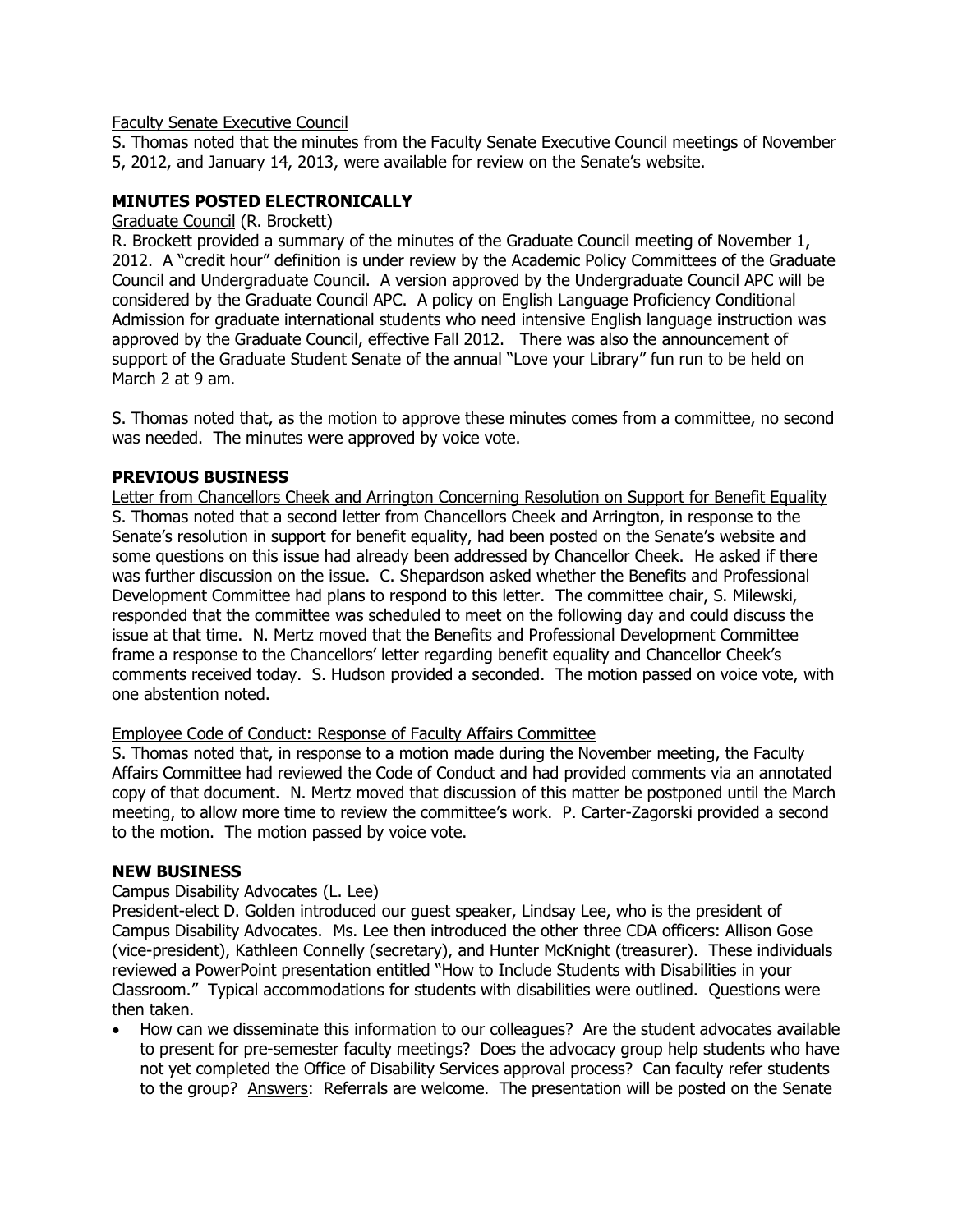Faculty Senate Executive Council

S. Thomas noted that the minutes from the Faculty Senate Executive Council meetings of November 5, 2012, and January 14, 2013, were available for review on the Senate's website.

## MINUTES POSTED ELECTRONICALLY

Graduate Council (R. Brockett)

R. Brockett provided a summary of the minutes of the Graduate Council meeting of November 1, 2012. A "credit hour" definition is under review by the Academic Policy Committees of the Graduate Council and Undergraduate Council. A version approved by the Undergraduate Council APC will be considered by the Graduate Council APC. A policy on English Language Proficiency Conditional Admission for graduate international students who need intensive English language instruction was approved by the Graduate Council, effective Fall 2012. There was also the announcement of support of the Graduate Student Senate of the annual "Love your Library" fun run to be held on March 2 at 9 am.

S. Thomas noted that, as the motion to approve these minutes comes from a committee, no second was needed. The minutes were approved by voice vote.

## PREVIOUS BUSINESS

Letter from Chancellors Cheek and Arrington Concerning Resolution on Support for Benefit Equality

S. Thomas noted that a second letter from Chancellors Cheek and Arrington, in response to the Senate's resolution in support for benefit equality, had been posted on the Senate's website and some questions on this issue had already been addressed by Chancellor Cheek. He asked if there was further discussion on the issue. C. Shepardson asked whether the Benefits and Professional Development Committee had plans to respond to this letter. The committee chair, S. Milewski, responded that the committee was scheduled to meet on the following day and could discuss the issue at that time. N. Mertz moved that the Benefits and Professional Development Committee frame a response to the Chancellors' letter regarding benefit equality and Chancellor Cheek's comments received today. S. Hudson provided a seconded. The motion passed on voice vote, with one abstention noted.

Employee Code of Conduct: Response of Faculty Affairs Committee

S. Thomas noted that, in response to a motion made during the November meeting, the Faculty Affairs Committee had reviewed the Code of Conduct and had provided comments via an annotated copy of that document. N. Mertz moved that discussion of this matter be postponed until the March meeting, to allow more time to review the committee's work. P. Carter-Zagorski provided a second to the motion. The motion passed by voice vote.

## NEW BUSINESS

Campus Disability Advocates (L. Lee)

President-elect D. Golden introduced our guest speaker, Lindsay Lee, who is the president of Campus Disability Advocates. Ms. Lee then introduced the other three CDA officers: Allison Gose (vice-president), Kathleen Connelly (secretary), and Hunter McKnight (treasurer). These individuals reviewed a PowerPoint presentation entitled "How to Include Students with Disabilities in your Classroom." Typical accommodations for students with disabilities were outlined. Questions were then taken.

- How can we disseminate this information to our colleagues? Are the student advocates available to present for pre-semester faculty meetings? Does the advocacy group help students who have not yet completed the Office of Disability Services approval process? Can faculty refer students to the group? Answers: Referrals are welcome. The presentation will be posted on the Senate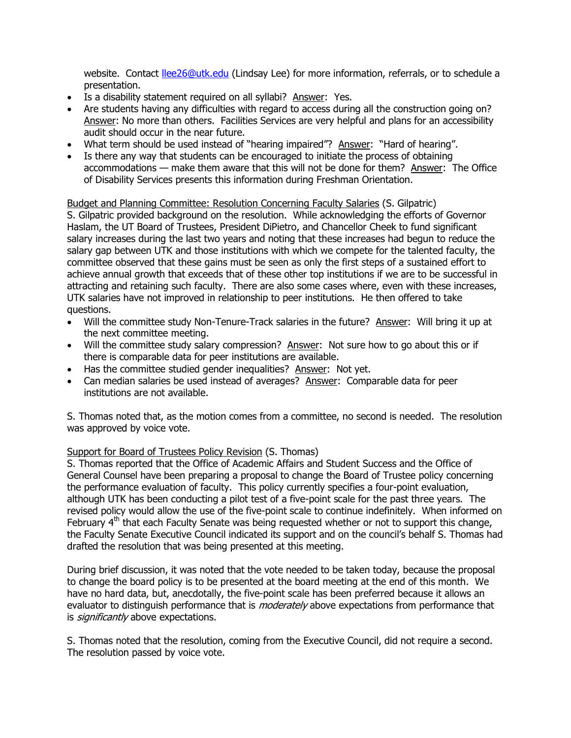website. Contact llee26@utk.edu (Lindsay Lee) for more information, referrals, or to schedule a presentation.

- Is a disability statement required on all syllabi? Answer: Yes.
- Are students having any difficulties with regard to access during all the construction going on? Answer: No more than others. Facilities Services are very helpful and plans for an accessibility audit should occur in the near future.
- What term should be used instead of "hearing impaired"? Answer: "Hard of hearing".
- Is there any way that students can be encouraged to initiate the process of obtaining accommodations — make them aware that this will not be done for them? Answer: The Office of Disability Services presents this information during Freshman Orientation.

Budget and Planning Committee: Resolution Concerning Faculty Salaries (S. Gilpatric)

S. Gilpatric provided background on the resolution. While acknowledging the efforts of Governor Haslam, the UT Board of Trustees, President DiPietro, and Chancellor Cheek to fund significant salary increases during the last two years and noting that these increases had begun to reduce the salary gap between UTK and those institutions with which we compete for the talented faculty, the committee observed that these gains must be seen as only the first steps of a sustained effort to achieve annual growth that exceeds that of these other top institutions if we are to be successful in attracting and retaining such faculty. There are also some cases where, even with these increases, UTK salaries have not improved in relationship to peer institutions. He then offered to take questions.

- Will the committee study Non-Tenure-Track salaries in the future? Answer: Will bring it up at the next committee meeting.
- Will the committee study salary compression? Answer: Not sure how to go about this or if there is comparable data for peer institutions are available.
- Has the committee studied gender inequalities? Answer: Not yet.
- Can median salaries be used instead of averages? Answer: Comparable data for peer institutions are not available.

S. Thomas noted that, as the motion comes from a committee, no second is needed. The resolution was approved by voice vote.

Support for Board of Trustees Policy Revision (S. Thomas)

S. Thomas reported that the Office of Academic Affairs and Student Success and the Office of General Counsel have been preparing a proposal to change the Board of Trustee policy concerning the performance evaluation of faculty. This policy currently specifies a four-point evaluation, although UTK has been conducting a pilot test of a five-point scale for the past three years. The revised policy would allow the use of the five-point scale to continue indefinitely. When informed on February 4th that each Faculty Senate was being requested whether or not to support this change, the Faculty Senate Executive Council indicated its support and on the council's behalf S. Thomas had drafted the resolution that was being presented at this meeting.

During brief discussion, it was noted that the vote needed to be taken today, because the proposal to change the board policy is to be presented at the board meeting at the end of this month. We have no hard data, but, anecdotally, the five-point scale has been preferred because it allows an evaluator to distinguish performance that is *moderately* above expectations from performance that is *significantly* above expectations.

S. Thomas noted that the resolution, coming from the Executive Council, did not require a second. The resolution passed by voice vote.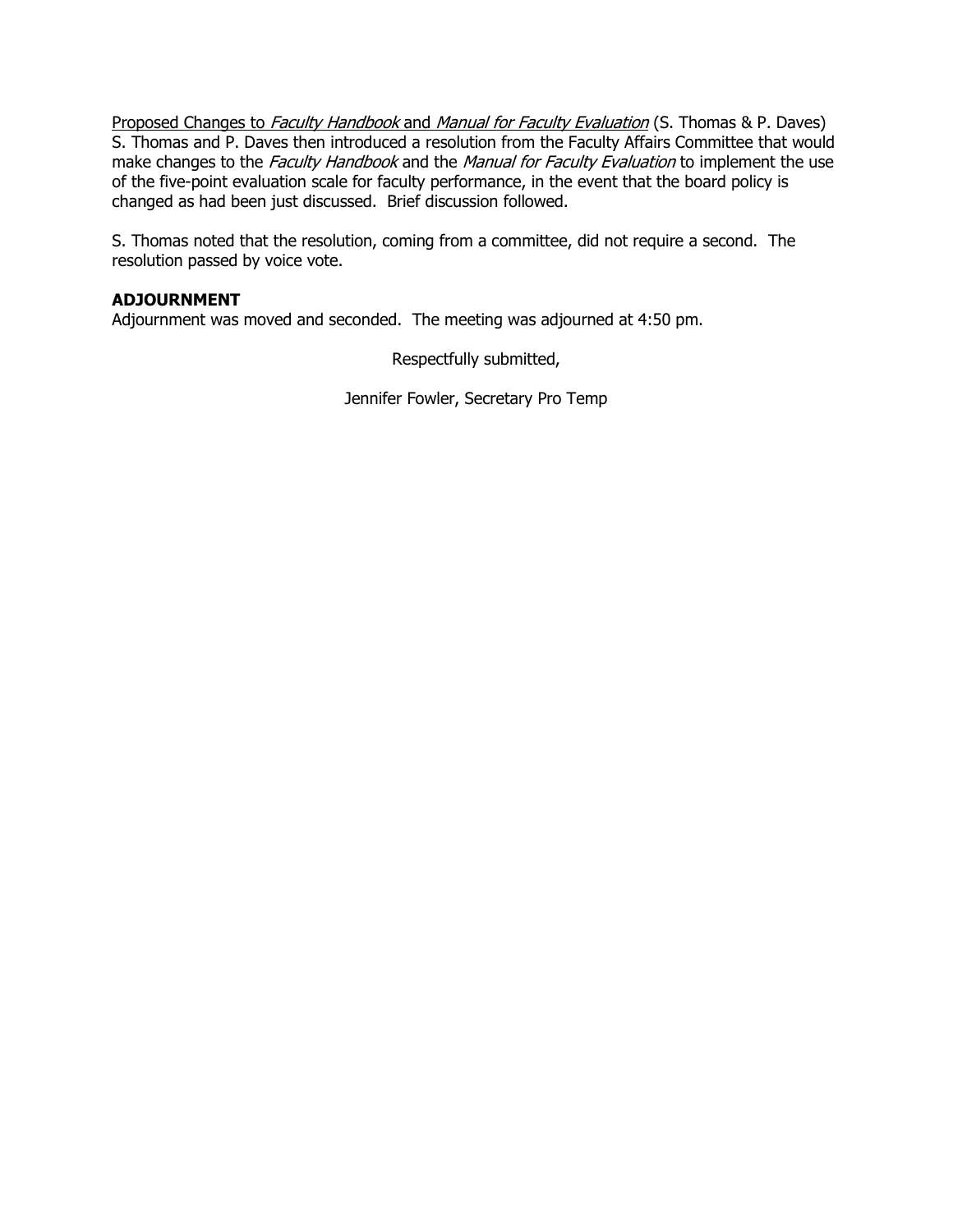Proposed Changes to *Faculty Handbook* and *Manual for Faculty Evaluation* (S. Thomas & P. Daves)
S. Thomas and P. Daves then introduced a resolution from the Faculty Affairs Committee that would make changes to the *Faculty Handbook* and the *Manual for Faculty Evaluation* to implement the use of the five-point evaluation scale for faculty performance, in the event that the board policy is changed as had been just discussed. Brief discussion followed.

S. Thomas noted that the resolution, coming from a committee, did not require a second. The resolution passed by voice vote.

**ADJOURNMENT**
Adjournment was moved and seconded. The meeting was adjourned at 4:50 pm.

Respectfully submitted,

Jennifer Fowler, Secretary Pro Temp